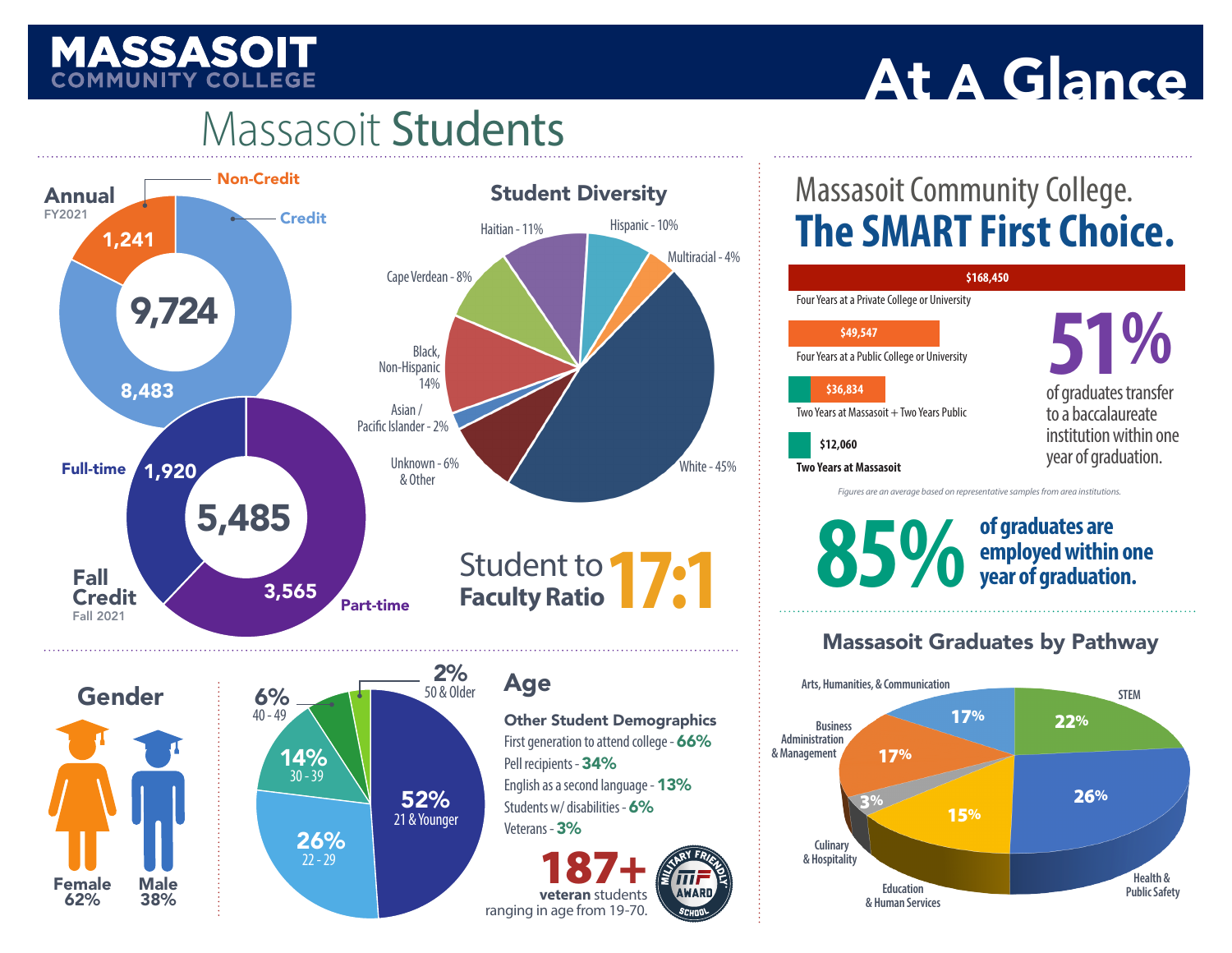# MASSASOIT COMMUNITY COLLEGE

# At A Glance

## Massasoit Students

### Annual
FY2021

**9,724**

- Non-Credit: 1,241
- Credit: 8,483

### Fall Credit
Fall 2021

**5,485**

- Full-time: 1,920
- Part-time: 3,565

### Student Diversity

- Haitian - 11%
- Hispanic - 10%
- Multiracial - 4%
- Cape Verdean - 8%
- Black, Non-Hispanic 14%
- Asian / Pacific Islander - 2%
- Unknown - 6% & Other
- White - 45%

**Student to Faculty Ratio 17:1**

### Gender

- Female 62%
- Male 38%

### Age

- 52% 21 & Younger
- 26% 22 - 29
- 14% 30 - 39
- 6% 40 - 49
- 2% 50 & Older

**Other Student Demographics**

- First generation to attend college - **66%**
- Pell recipients - **34%**
- English as a second language - **13%**
- Students w/ disabilities - **6%**
- Veterans - **3%**

**187+ veteran** students ranging in age from 19-70.

MILITARY FRIENDLY AWARD SCHOOL

## Massasoit Community College. The SMART First Choice.

| Cost | Pathway |
|---|---|
| $168,450 | Four Years at a Private College or University |
| $49,547 | Four Years at a Public College or University |
| $36,834 | Two Years at Massasoit + Two Years Public |
| $12,060 | **Two Years at Massasoit** |

*Figures are an average based on representative samples from area institutions.*

**51%** of graduates transfer to a baccalaureate institution within one year of graduation.

**85% of graduates are employed within one year of graduation.**

### Massasoit Graduates by Pathway

- Arts, Humanities, & Communication 17%
- STEM 22%
- Business Administration & Management 17%
- Health & Public Safety 26%
- Culinary & Hospitality 3%
- Education & Human Services 15%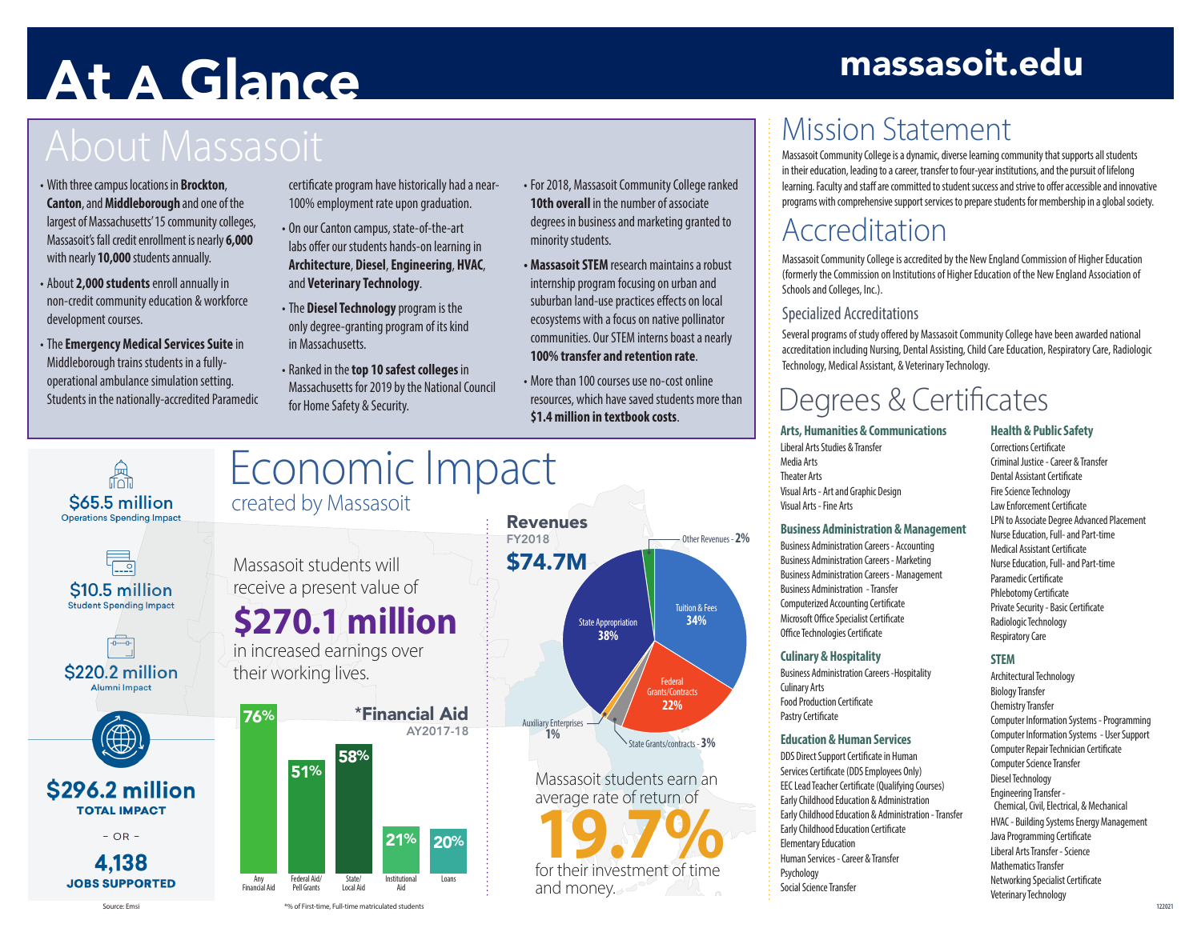# At A Glance

**massasoit.edu**

## About Massasoit

- With three campus locations in **Brockton**, **Canton**, and **Middleborough** and one of the largest of Massachusetts' 15 community colleges, Massasoit's fall credit enrollment is nearly **6,000** with nearly **10,000** students annually.
- About **2,000 students** enroll annually in non-credit community education & workforce development courses.
- The **Emergency Medical Services Suite** in Middleborough trains students in a fully-operational ambulance simulation setting. Students in the nationally-accredited Paramedic certificate program have historically had a near-100% employment rate upon graduation.
- On our Canton campus, state-of-the-art labs offer our students hands-on learning in **Architecture**, **Diesel**, **Engineering**, **HVAC**, and **Veterinary Technology**.
- The **Diesel Technology** program is the only degree-granting program of its kind in Massachusetts.
- Ranked in the **top 10 safest colleges** in Massachusetts for 2019 by the National Council for Home Safety & Security.
- For 2018, Massasoit Community College ranked **10th overall** in the number of associate degrees in business and marketing granted to minority students.
- **Massasoit STEM** research maintains a robust internship program focusing on urban and suburban land-use practices effects on local ecosystems with a focus on native pollinator communities. Our STEM interns boast a nearly **100% transfer and retention rate**.
- More than 100 courses use no-cost online resources, which have saved students more than **$1.4 million in textbook costs**.

## Economic Impact

### created by Massasoit

**$65.5 million**
Operations Spending Impact

**$10.5 million**
Student Spending Impact

**$220.2 million**
Alumni Impact

**$296.2 million**
**TOTAL IMPACT**

– OR –

**4,138**
**JOBS SUPPORTED**

Source: Emsi

Massasoit students will receive a present value of **$270.1 million** in increased earnings over their working lives.

**\*Financial Aid**
AY2017-18

76%
Any Financial Aid

51%
Federal Aid/ Pell Grants

58%
State/ Local Aid

21%
Institutional Aid

20%
Loans

*% of First-time, Full-time matriculated students

**Revenues**
FY2018
**$74.7M**

Other Revenues - 2%
Tuition & Fees 34%
Federal Grants/Contracts 22%
State Grants/contracts - 3%
Auxiliary Enterprises 1%
State Appropriation 38%

Massasoit students earn an average rate of return of **19.7%** for their investment of time and money.

## Mission Statement

Massasoit Community College is a dynamic, diverse learning community that supports all students in their education, leading to a career, transfer to four-year institutions, and the pursuit of lifelong learning. Faculty and staff are committed to student success and strive to offer accessible and innovative programs with comprehensive support services to prepare students for membership in a global society.

## Accreditation

Massasoit Community College is accredited by the New England Commission of Higher Education (formerly the Commission on Institutions of Higher Education of the New England Association of Schools and Colleges, Inc.).

### Specialized Accreditations

Several programs of study offered by Massasoit Community College have been awarded national accreditation including Nursing, Dental Assisting, Child Care Education, Respiratory Care, Radiologic Technology, Medical Assistant, & Veterinary Technology.

## Degrees & Certificates

### Arts, Humanities & Communications

- Liberal Arts Studies & Transfer
- Media Arts
- Theater Arts
- Visual Arts - Art and Graphic Design
- Visual Arts - Fine Arts

### Business Administration & Management

- Business Administration Careers - Accounting
- Business Administration Careers - Marketing
- Business Administration Careers - Management
- Business Administration - Transfer
- Computerized Accounting Certificate
- Microsoft Office Specialist Certificate
- Office Technologies Certificate

### Culinary & Hospitality

- Business Administration Careers -Hospitality
- Culinary Arts
- Food Production Certificate
- Pastry Certificate

### Education & Human Services

- DDS Direct Support Certificate in Human Services Certificate (DDS Employees Only)
- EEC Lead Teacher Certificate (Qualifying Courses)
- Early Childhood Education & Administration
- Early Childhood Education & Administration - Transfer
- Early Childhood Education Certificate
- Elementary Education
- Human Services - Career & Transfer
- Psychology
- Social Science Transfer

### Health & Public Safety

- Corrections Certificate
- Criminal Justice - Career & Transfer
- Dental Assistant Certificate
- Fire Science Technology
- Law Enforcement Certificate
- LPN to Associate Degree Advanced Placement
- Nurse Education, Full- and Part-time
- Medical Assistant Certificate
- Nurse Education, Full- and Part-time
- Paramedic Certificate
- Phlebotomy Certificate
- Private Security - Basic Certificate
- Radiologic Technology
- Respiratory Care

### STEM

- Architectural Technology
- Biology Transfer
- Chemistry Transfer
- Computer Information Systems - Programming
- Computer Information Systems - User Support
- Computer Repair Technician Certificate
- Computer Science Transfer
- Diesel Technology
- Engineering Transfer - Chemical, Civil, Electrical, & Mechanical
- HVAC - Building Systems Energy Management
- Java Programming Certificate
- Liberal Arts Transfer - Science
- Mathematics Transfer
- Networking Specialist Certificate
- Veterinary Technology

122021